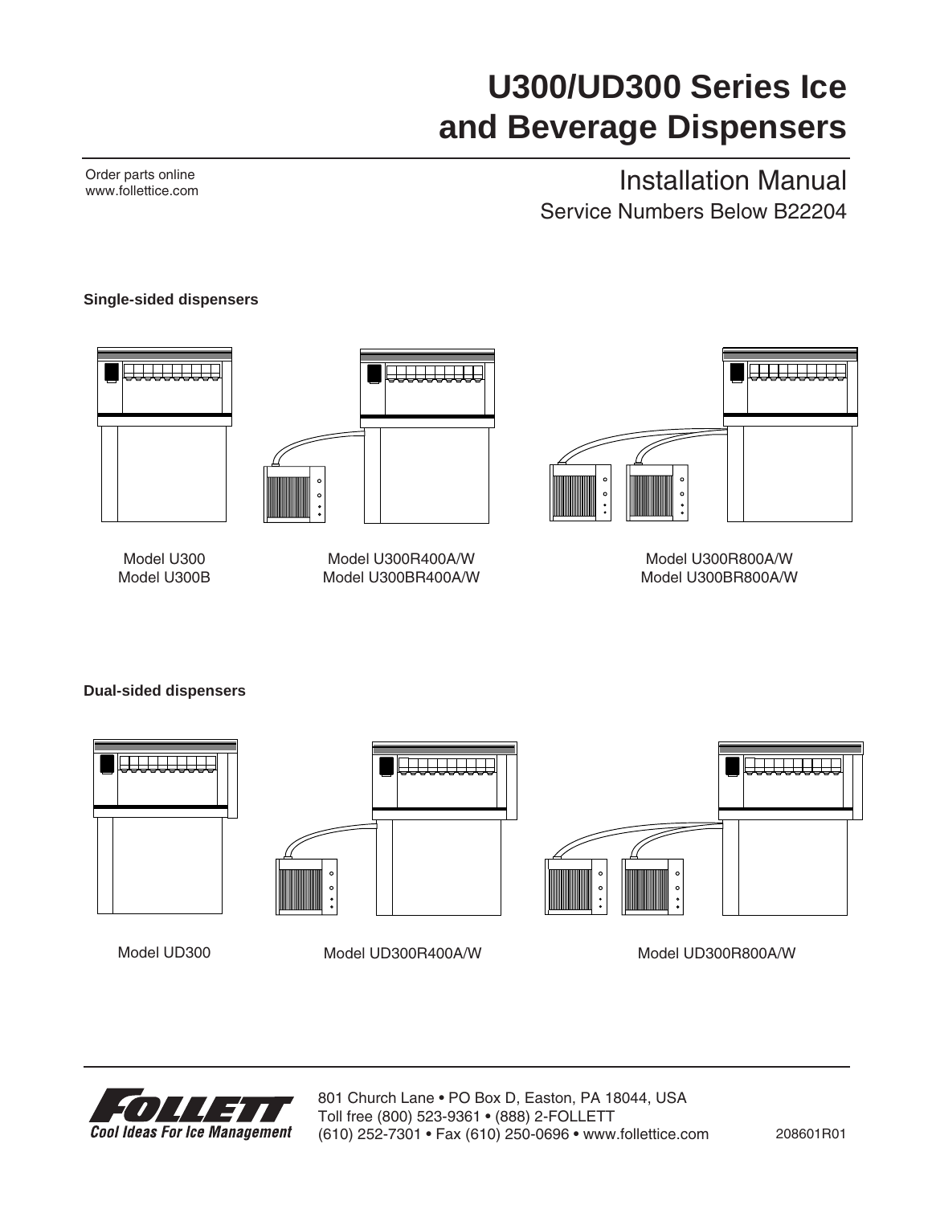# U300/UD300 Series Ice and Beverage Dispensers

Order parts online
www.follettice.com

## Installation Manual

Service Numbers Below B22204

**Single-sided dispensers**

Model U300
Model U300B

Model U300R400A/W
Model U300BR400A/W

Model U300R800A/W
Model U300BR800A/W

**Dual-sided dispensers**

Model UD300

Model UD300R400A/W

Model UD300R800A/W

FOLLETT
Cool Ideas For Ice Management

801 Church Lane • PO Box D, Easton, PA 18044, USA
Toll free (800) 523-9361 • (888) 2-FOLLETT
(610) 252-7301 • Fax (610) 250-0696 • www.follettice.com

208601R01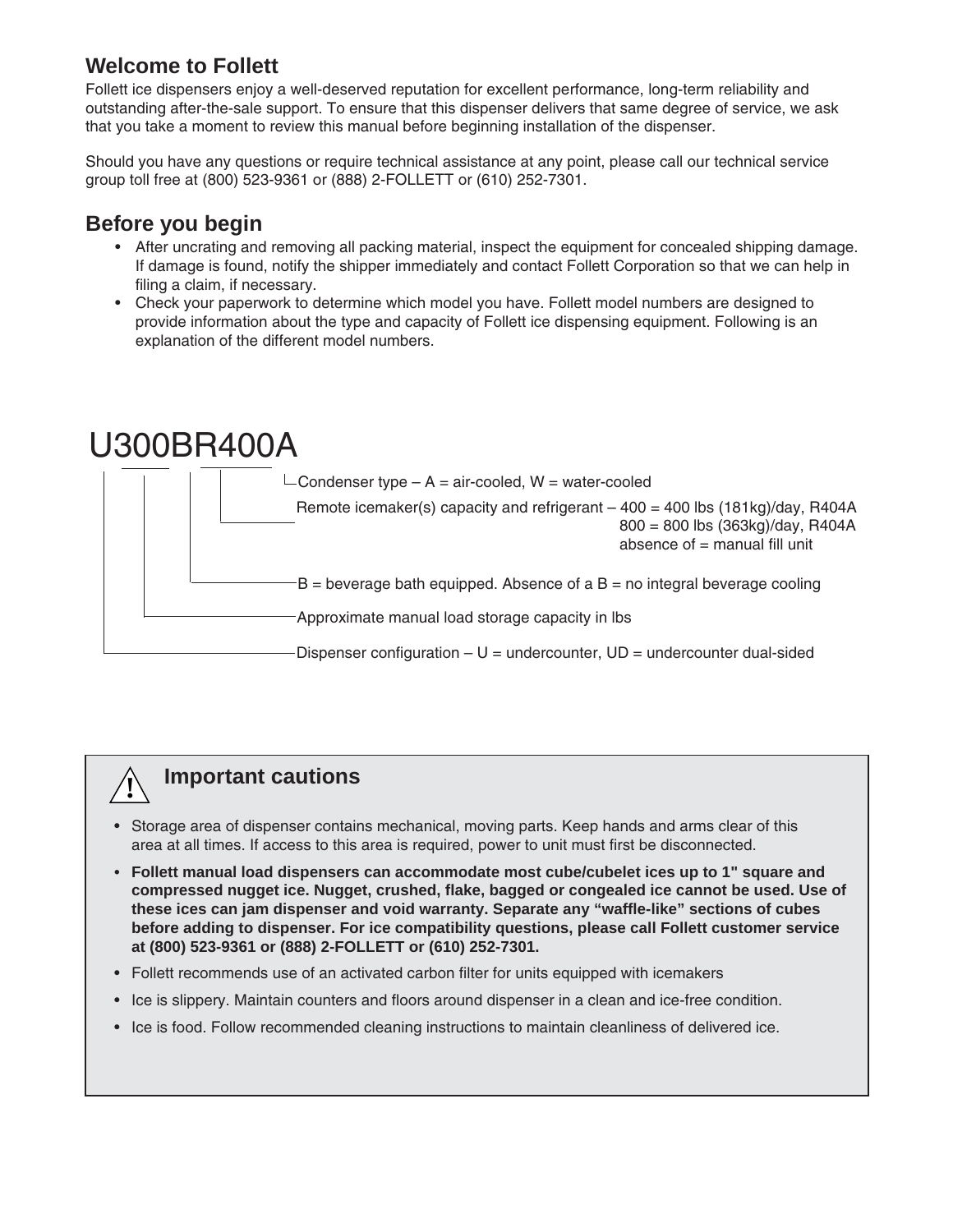## Welcome to Follett

Follett ice dispensers enjoy a well-deserved reputation for excellent performance, long-term reliability and outstanding after-the-sale support. To ensure that this dispenser delivers that same degree of service, we ask that you take a moment to review this manual before beginning installation of the dispenser.

Should you have any questions or require technical assistance at any point, please call our technical service group toll free at (800) 523-9361 or (888) 2-FOLLETT or (610) 252-7301.

## Before you begin

- After uncrating and removing all packing material, inspect the equipment for concealed shipping damage. If damage is found, notify the shipper immediately and contact Follett Corporation so that we can help in filing a claim, if necessary.
- Check your paperwork to determine which model you have. Follett model numbers are designed to provide information about the type and capacity of Follett ice dispensing equipment. Following is an explanation of the different model numbers.

**U300BR400A**

- Condenser type – A = air-cooled, W = water-cooled
- Remote icemaker(s) capacity and refrigerant – 400 = 400 lbs (181kg)/day, R404A
  800 = 800 lbs (363kg)/day, R404A
  absence of = manual fill unit
- B = beverage bath equipped. Absence of a B = no integral beverage cooling
- Approximate manual load storage capacity in lbs
- Dispenser configuration – U = undercounter, UD = undercounter dual-sided

### ⚠ Important cautions

- Storage area of dispenser contains mechanical, moving parts. Keep hands and arms clear of this area at all times. If access to this area is required, power to unit must first be disconnected.
- **Follett manual load dispensers can accommodate most cube/cubelet ices up to 1" square and compressed nugget ice. Nugget, crushed, flake, bagged or congealed ice cannot be used. Use of these ices can jam dispenser and void warranty. Separate any "waffle-like" sections of cubes before adding to dispenser. For ice compatibility questions, please call Follett customer service at (800) 523-9361 or (888) 2-FOLLETT or (610) 252-7301.**
- Follett recommends use of an activated carbon filter for units equipped with icemakers
- Ice is slippery. Maintain counters and floors around dispenser in a clean and ice-free condition.
- Ice is food. Follow recommended cleaning instructions to maintain cleanliness of delivered ice.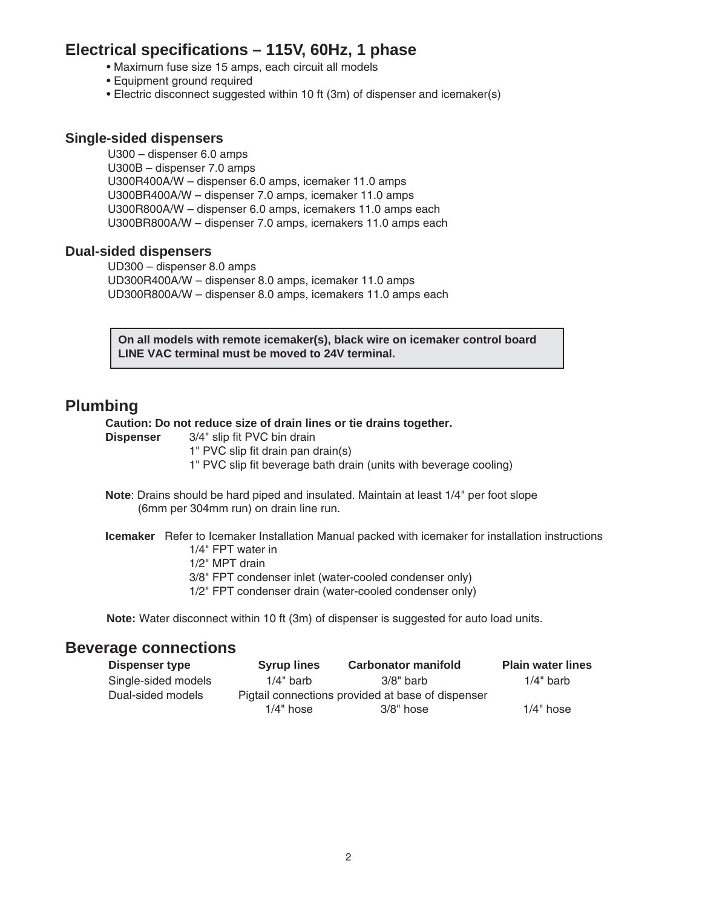## Electrical specifications – 115V, 60Hz, 1 phase

- Maximum fuse size 15 amps, each circuit all models
- Equipment ground required
- Electric disconnect suggested within 10 ft (3m) of dispenser and icemaker(s)

### Single-sided dispensers

U300 – dispenser 6.0 amps
U300B – dispenser 7.0 amps
U300R400A/W – dispenser 6.0 amps, icemaker 11.0 amps
U300BR400A/W – dispenser 7.0 amps, icemaker 11.0 amps
U300R800A/W – dispenser 6.0 amps, icemakers 11.0 amps each
U300BR800A/W – dispenser 7.0 amps, icemakers 11.0 amps each

### Dual-sided dispensers

UD300 – dispenser 8.0 amps
UD300R400A/W – dispenser 8.0 amps, icemaker 11.0 amps
UD300R800A/W – dispenser 8.0 amps, icemakers 11.0 amps each

**On all models with remote icemaker(s), black wire on icemaker control board LINE VAC terminal must be moved to 24V terminal.**

## Plumbing

**Caution: Do not reduce size of drain lines or tie drains together.**

**Dispenser** 3/4" slip fit PVC bin drain
1" PVC slip fit drain pan drain(s)
1" PVC slip fit beverage bath drain (units with beverage cooling)

**Note**: Drains should be hard piped and insulated. Maintain at least 1/4" per foot slope (6mm per 304mm run) on drain line run.

**Icemaker** Refer to Icemaker Installation Manual packed with icemaker for installation instructions
1/4" FPT water in
1/2" MPT drain
3/8" FPT condenser inlet (water-cooled condenser only)
1/2" FPT condenser drain (water-cooled condenser only)

**Note:** Water disconnect within 10 ft (3m) of dispenser is suggested for auto load units.

## Beverage connections

| Dispenser type | Syrup lines | Carbonator manifold | Plain water lines |
|---|---|---|---|
| Single-sided models | 1/4" barb | 3/8" barb | 1/4" barb |
| Dual-sided models | Pigtail connections provided at base of dispenser | | |
| | 1/4" hose | 3/8" hose | 1/4" hose |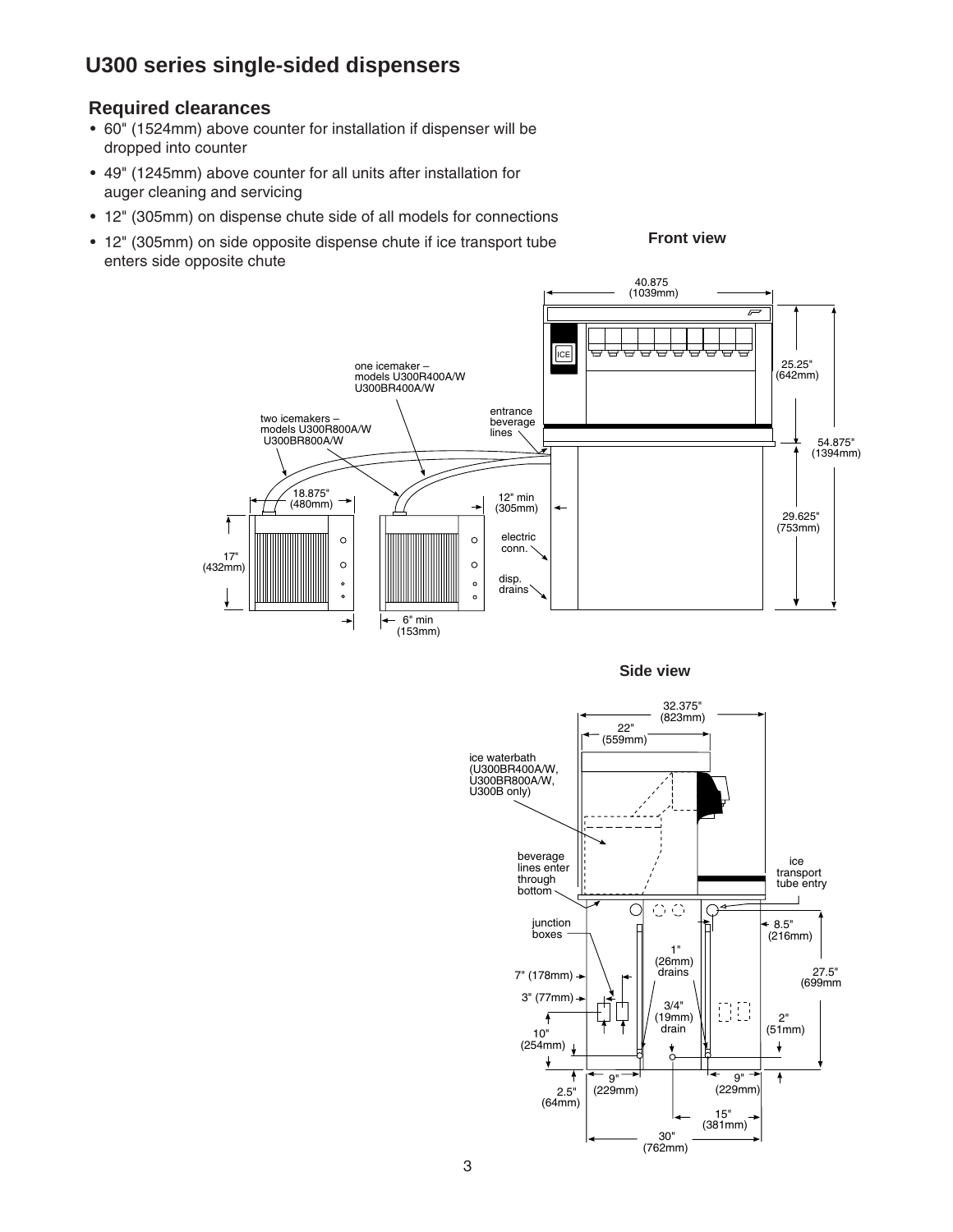# U300 series single-sided dispensers

## Required clearances

- 60" (1524mm) above counter for installation if dispenser will be dropped into counter
- 49" (1245mm) above counter for all units after installation for auger cleaning and servicing
- 12" (305mm) on dispense chute side of all models for connections
- 12" (305mm) on side opposite dispense chute if ice transport tube enters side opposite chute

**Front view**

40.875 (1039mm)

25.25" (642mm)

54.875" (1394mm)

29.625" (753mm)

one icemaker – models U300R400A/W U300BR400A/W

two icemakers – models U300R800A/W U300BR800A/W

entrance beverage lines

18.875" (480mm)

12" min (305mm)

electric conn.

disp. drains

17" (432mm)

6" min (153mm)

**Side view**

32.375" (823mm)

22" (559mm)

ice waterbath (U300BR400A/W, U300BR800A/W, U300B only)

beverage lines enter through bottom

ice transport tube entry

junction boxes

8.5" (216mm)

1" (26mm) drains

7" (178mm)

27.5" (699mm

3" (77mm)

3/4" (19mm) drain

2" (51mm)

10" (254mm)

2.5" (64mm)

9" (229mm)

9" (229mm)

15" (381mm)

30" (762mm)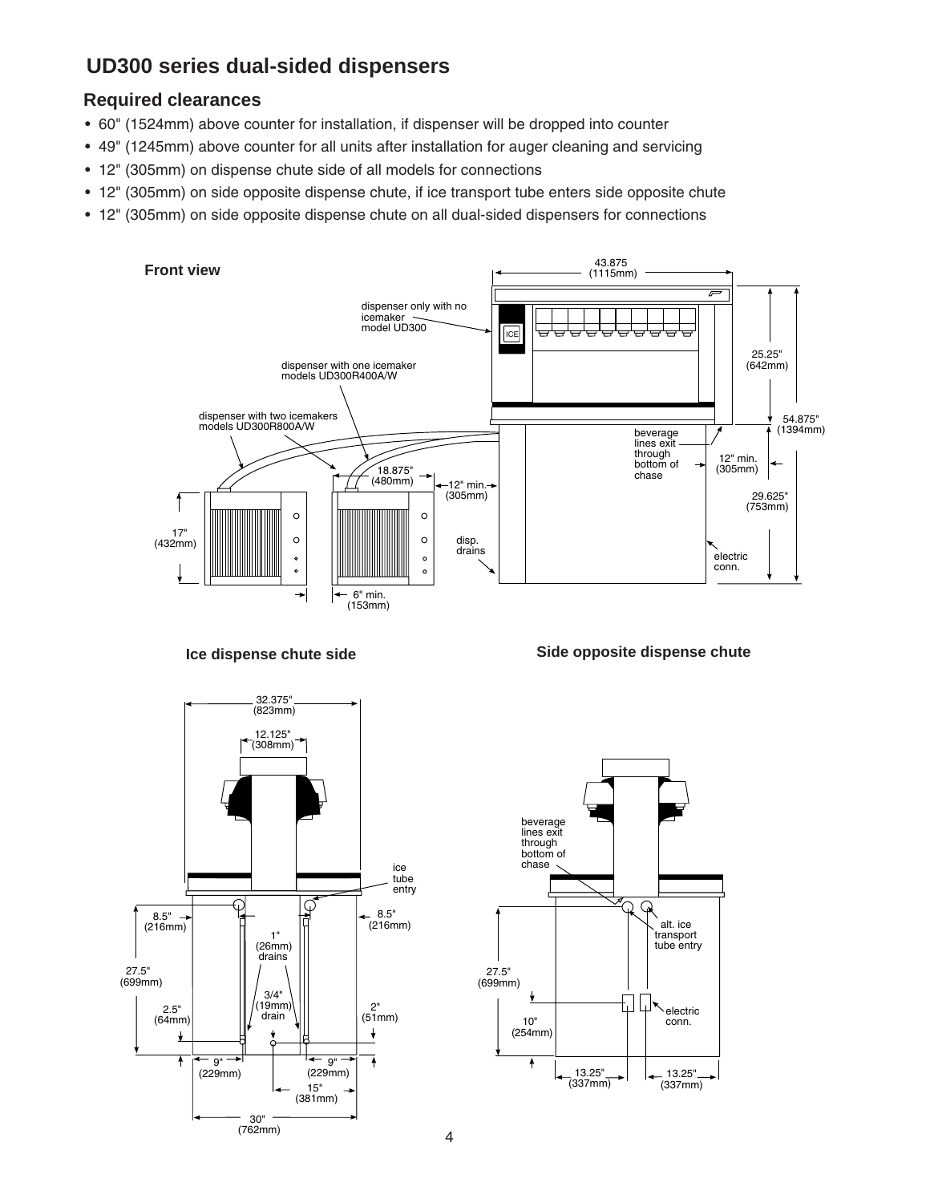## UD300 series dual-sided dispensers

### Required clearances

- 60" (1524mm) above counter for installation, if dispenser will be dropped into counter
- 49" (1245mm) above counter for all units after installation for auger cleaning and servicing
- 12" (305mm) on dispense chute side of all models for connections
- 12" (305mm) on side opposite dispense chute, if ice transport tube enters side opposite chute
- 12" (305mm) on side opposite dispense chute on all dual-sided dispensers for connections

**Front view**

43.875 (1115mm)

dispenser only with no icemaker model UD300

dispenser with one icemaker models UD300R400A/W

dispenser with two icemakers models UD300R800A/W

25.25" (642mm)

54.875" (1394mm)

beverage lines exit through bottom of chase

12" min. (305mm)

18.875" (480mm)

12" min. (305mm)

29.625" (753mm)

17" (432mm)

disp. drains

electric conn.

6" min. (153mm)

**Ice dispense chute side**

32.375" (823mm)

12.125" (308mm)

ice tube entry

8.5" (216mm)

8.5" (216mm)

1" (26mm) drains

27.5" (699mm)

3/4" (19mm) drain

2.5" (64mm)

2" (51mm)

9" (229mm)

9" (229mm)

15" (381mm)

30" (762mm)

**Side opposite dispense chute**

beverage lines exit through bottom of chase

alt. ice transport tube entry

27.5" (699mm)

electric conn.

10" (254mm)

13.25" (337mm)

13.25" (337mm)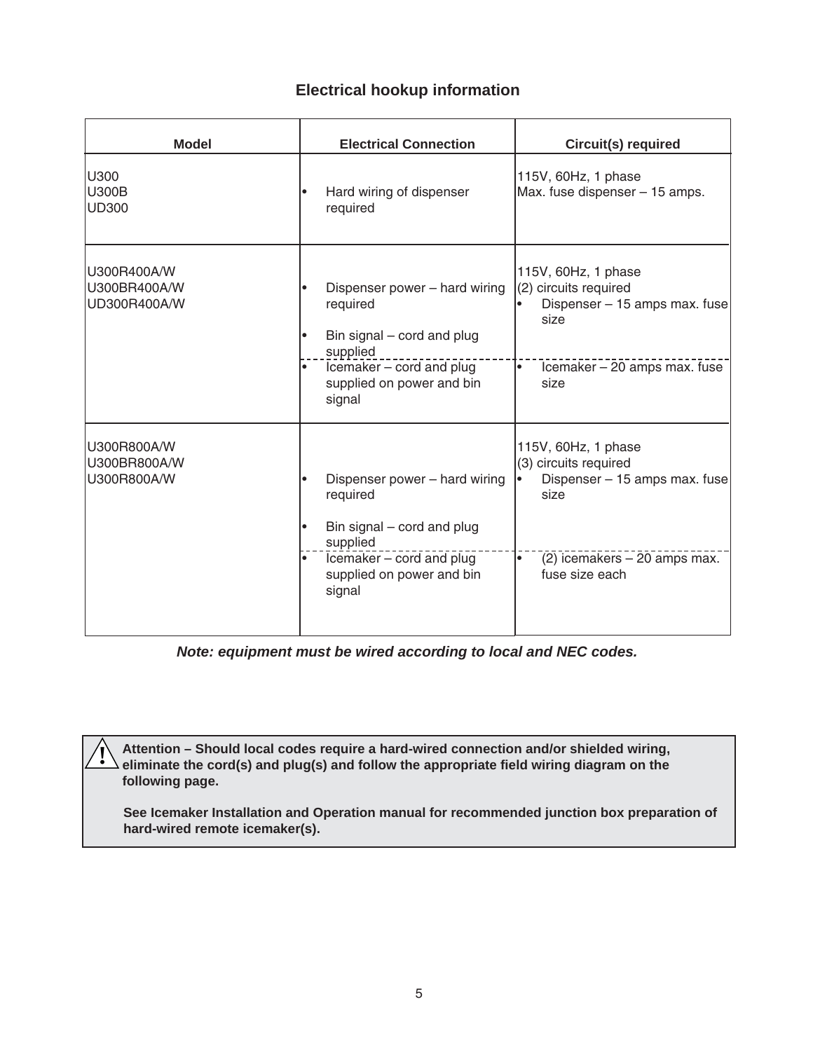## Electrical hookup information

| Model | Electrical Connection | Circuit(s) required |
|---|---|---|
| U300<br>U300B<br>UD300 | • Hard wiring of dispenser required | 115V, 60Hz, 1 phase<br>Max. fuse dispenser – 15 amps. |
| U300R400A/W<br>U300BR400A/W<br>UD300R400A/W | • Dispenser power – hard wiring required<br>• Bin signal – cord and plug supplied | 115V, 60Hz, 1 phase<br>(2) circuits required<br>• Dispenser – 15 amps max. fuse size |
| | • Icemaker – cord and plug supplied on power and bin signal | • Icemaker – 20 amps max. fuse size |
| U300R800A/W<br>U300BR800A/W<br>U300R800A/W | • Dispenser power – hard wiring required<br>• Bin signal – cord and plug supplied | 115V, 60Hz, 1 phase<br>(3) circuits required<br>• Dispenser – 15 amps max. fuse size |
| | • Icemaker – cord and plug supplied on power and bin signal | • (2) icemakers – 20 amps max. fuse size each |

***Note: equipment must be wired according to local and NEC codes.***

> ⚠ **Attention – Should local codes require a hard-wired connection and/or shielded wiring, eliminate the cord(s) and plug(s) and follow the appropriate field wiring diagram on the following page.**
>
> **See Icemaker Installation and Operation manual for recommended junction box preparation of hard-wired remote icemaker(s).**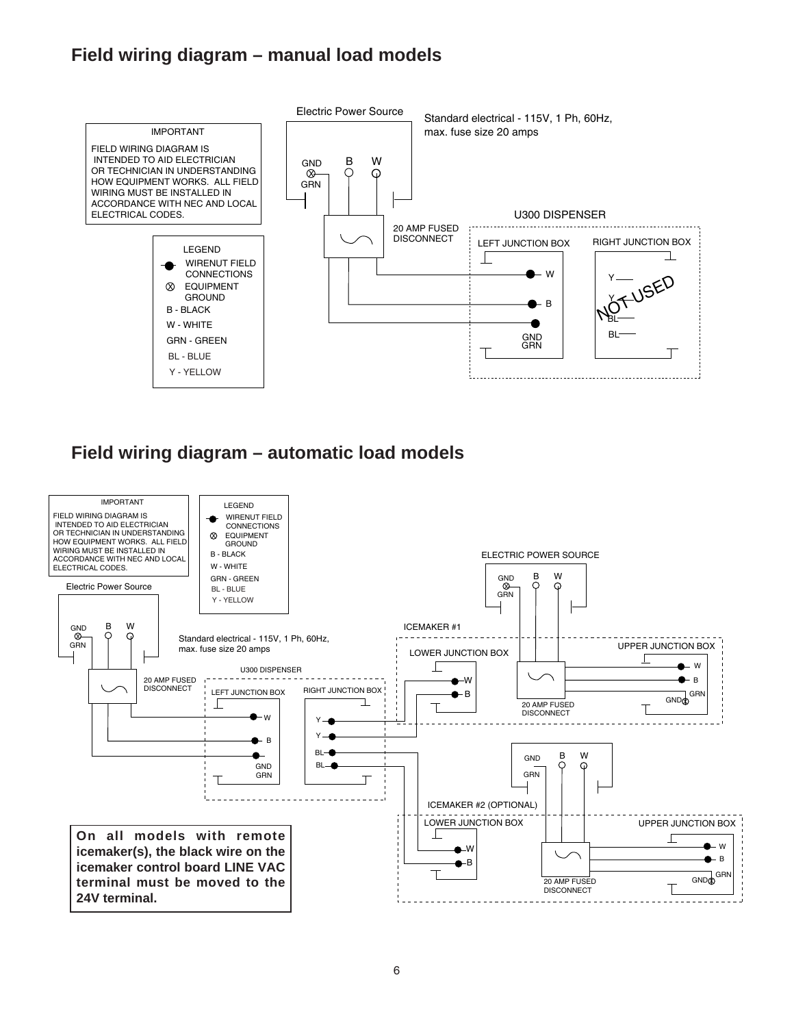## Field wiring diagram – manual load models

IMPORTANT

FIELD WIRING DIAGRAM IS INTENDED TO AID ELECTRICIAN OR TECHNICIAN IN UNDERSTANDING HOW EQUIPMENT WORKS. ALL FIELD WIRING MUST BE INSTALLED IN ACCORDANCE WITH NEC AND LOCAL ELECTRICAL CODES.

LEGEND

- WIRENUT FIELD CONNECTIONS
- EQUIPMENT GROUND
- B - BLACK
- W - WHITE
- GRN - GREEN
- BL - BLUE
- Y - YELLOW

Electric Power Source

Standard electrical - 115V, 1 Ph, 60Hz, max. fuse size 20 amps

GND GRN B W

20 AMP FUSED DISCONNECT

U300 DISPENSER

LEFT JUNCTION BOX: W, B, GND GRN

RIGHT JUNCTION BOX: Y, Y, BL, BL — NOT USED

## Field wiring diagram – automatic load models

IMPORTANT

FIELD WIRING DIAGRAM IS INTENDED TO AID ELECTRICIAN OR TECHNICIAN IN UNDERSTANDING HOW EQUIPMENT WORKS. ALL FIELD WIRING MUST BE INSTALLED IN ACCORDANCE WITH NEC AND LOCAL ELECTRICAL CODES.

LEGEND

- WIRENUT FIELD CONNECTIONS
- EQUIPMENT GROUND
- B - BLACK
- W - WHITE
- GRN - GREEN
- BL - BLUE
- Y - YELLOW

Electric Power Source

GND GRN B W

Standard electrical - 115V, 1 Ph, 60Hz, max. fuse size 20 amps

20 AMP FUSED DISCONNECT

U300 DISPENSER

LEFT JUNCTION BOX: W, B, GND GRN

RIGHT JUNCTION BOX: Y, Y, BL, BL

ELECTRIC POWER SOURCE

GND GRN B W

ICEMAKER #1

LOWER JUNCTION BOX: W, B

UPPER JUNCTION BOX: W, B, GND GRN

20 AMP FUSED DISCONNECT

GND GRN B W

ICEMAKER #2 (OPTIONAL)

LOWER JUNCTION BOX: W, B

UPPER JUNCTION BOX: W, B, GND GRN

20 AMP FUSED DISCONNECT

**On all models with remote icemaker(s), the black wire on the icemaker control board LINE VAC terminal must be moved to the 24V terminal.**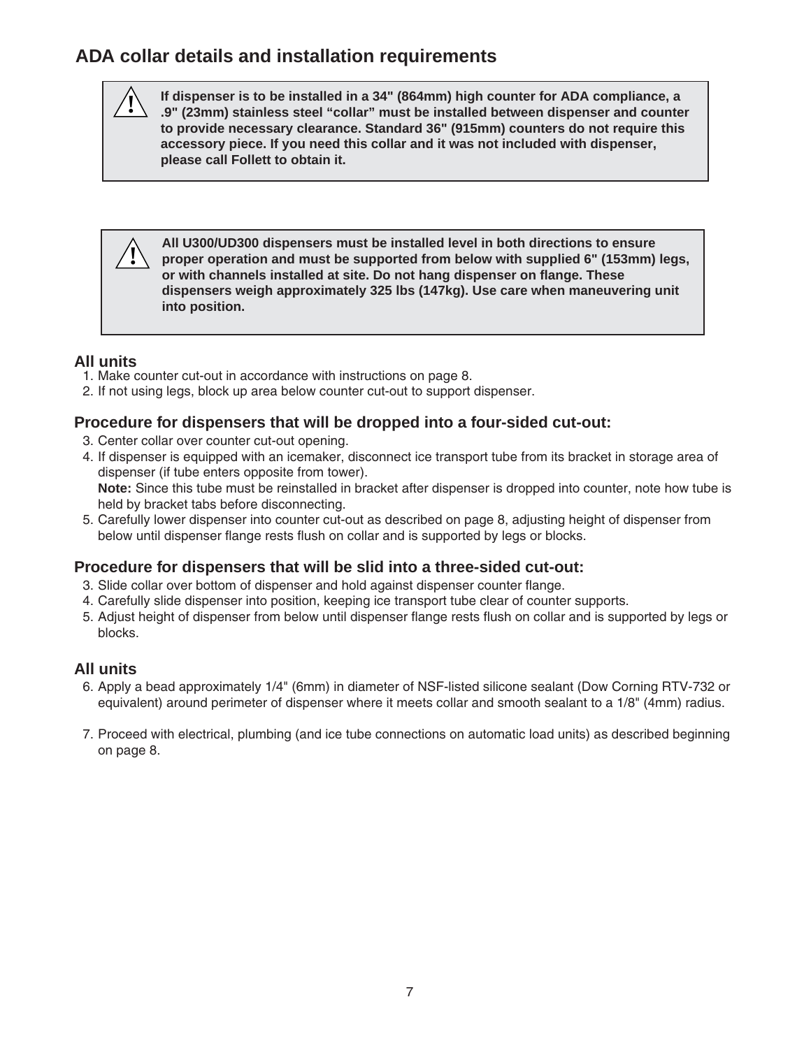## ADA collar details and installation requirements

> ⚠ **If dispenser is to be installed in a 34" (864mm) high counter for ADA compliance, a .9" (23mm) stainless steel "collar" must be installed between dispenser and counter to provide necessary clearance. Standard 36" (915mm) counters do not require this accessory piece. If you need this collar and it was not included with dispenser, please call Follett to obtain it.**

> ⚠ **All U300/UD300 dispensers must be installed level in both directions to ensure proper operation and must be supported from below with supplied 6" (153mm) legs, or with channels installed at site. Do not hang dispenser on flange. These dispensers weigh approximately 325 lbs (147kg). Use care when maneuvering unit into position.**

### All units

1. Make counter cut-out in accordance with instructions on page 8.
2. If not using legs, block up area below counter cut-out to support dispenser.

### Procedure for dispensers that will be dropped into a four-sided cut-out:

3. Center collar over counter cut-out opening.
4. If dispenser is equipped with an icemaker, disconnect ice transport tube from its bracket in storage area of dispenser (if tube enters opposite from tower).
   **Note:** Since this tube must be reinstalled in bracket after dispenser is dropped into counter, note how tube is held by bracket tabs before disconnecting.
5. Carefully lower dispenser into counter cut-out as described on page 8, adjusting height of dispenser from below until dispenser flange rests flush on collar and is supported by legs or blocks.

### Procedure for dispensers that will be slid into a three-sided cut-out:

3. Slide collar over bottom of dispenser and hold against dispenser counter flange.
4. Carefully slide dispenser into position, keeping ice transport tube clear of counter supports.
5. Adjust height of dispenser from below until dispenser flange rests flush on collar and is supported by legs or blocks.

### All units

6. Apply a bead approximately 1/4" (6mm) in diameter of NSF-listed silicone sealant (Dow Corning RTV-732 or equivalent) around perimeter of dispenser where it meets collar and smooth sealant to a 1/8" (4mm) radius.
7. Proceed with electrical, plumbing (and ice tube connections on automatic load units) as described beginning on page 8.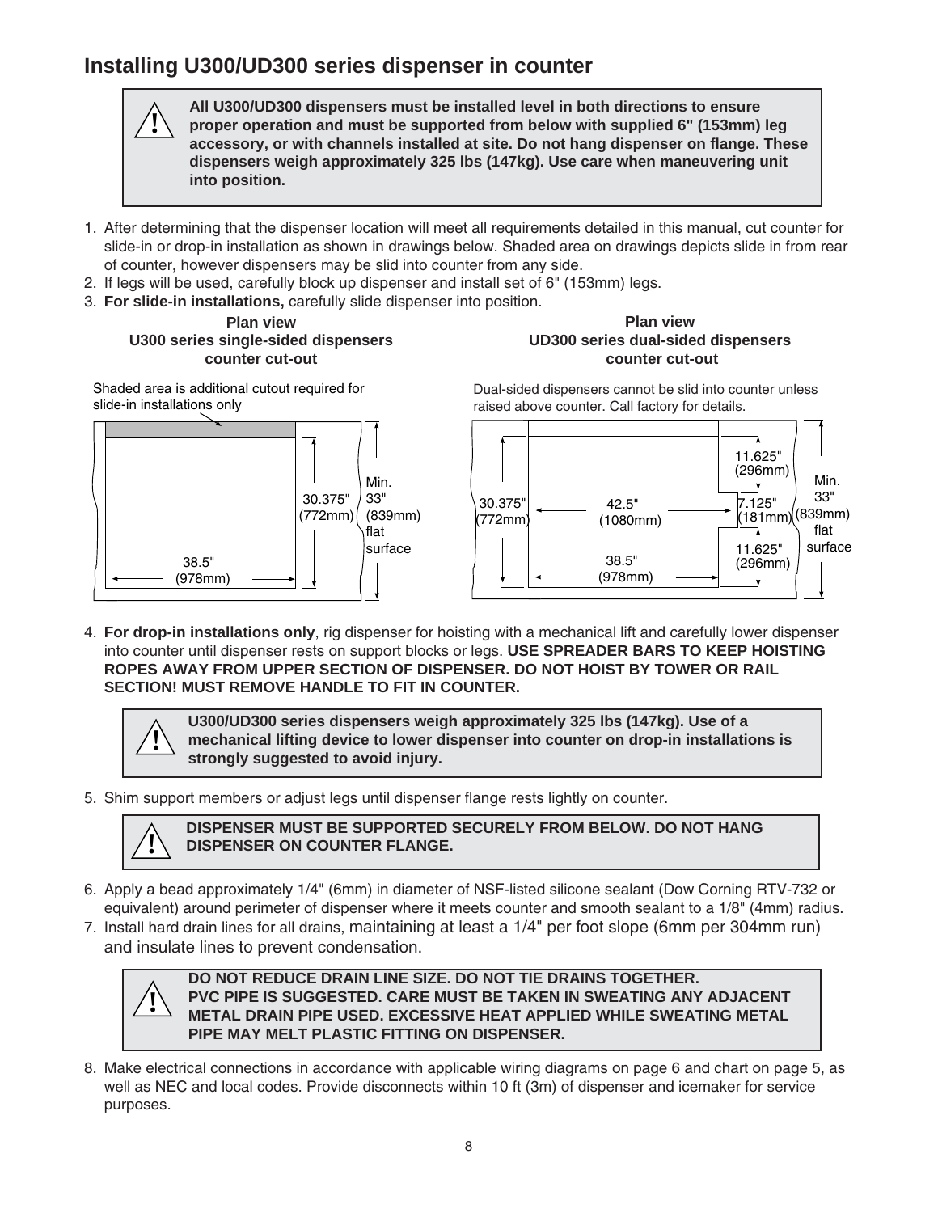## Installing U300/UD300 series dispenser in counter

> ⚠ **All U300/UD300 dispensers must be installed level in both directions to ensure proper operation and must be supported from below with supplied 6" (153mm) leg accessory, or with channels installed at site. Do not hang dispenser on flange. These dispensers weigh approximately 325 lbs (147kg). Use care when maneuvering unit into position.**

1. After determining that the dispenser location will meet all requirements detailed in this manual, cut counter for slide-in or drop-in installation as shown in drawings below. Shaded area on drawings depicts slide in from rear of counter, however dispensers may be slid into counter from any side.
2. If legs will be used, carefully block up dispenser and install set of 6" (153mm) legs.
3. **For slide-in installations,** carefully slide dispenser into position.

**Plan view**
**U300 series single-sided dispensers**
**counter cut-out**

Shaded area is additional cutout required for slide-in installations only

30.375" (772mm)

Min. 33" (839mm) flat surface

38.5" (978mm)

**Plan view**
**UD300 series dual-sided dispensers**
**counter cut-out**

Dual-sided dispensers cannot be slid into counter unless raised above counter. Call factory for details.

30.375" (772mm)

42.5" (1080mm)

38.5" (978mm)

11.625" (296mm)

7.125" (181mm)

11.625" (296mm)

Min. 33" (839mm) flat surface

4. **For drop-in installations only**, rig dispenser for hoisting with a mechanical lift and carefully lower dispenser into counter until dispenser rests on support blocks or legs. **USE SPREADER BARS TO KEEP HOISTING ROPES AWAY FROM UPPER SECTION OF DISPENSER. DO NOT HOIST BY TOWER OR RAIL SECTION! MUST REMOVE HANDLE TO FIT IN COUNTER.**

> ⚠ **U300/UD300 series dispensers weigh approximately 325 lbs (147kg). Use of a mechanical lifting device to lower dispenser into counter on drop-in installations is strongly suggested to avoid injury.**

5. Shim support members or adjust legs until dispenser flange rests lightly on counter.

> ⚠ **DISPENSER MUST BE SUPPORTED SECURELY FROM BELOW. DO NOT HANG DISPENSER ON COUNTER FLANGE.**

6. Apply a bead approximately 1/4" (6mm) in diameter of NSF-listed silicone sealant (Dow Corning RTV-732 or equivalent) around perimeter of dispenser where it meets counter and smooth sealant to a 1/8" (4mm) radius.
7. Install hard drain lines for all drains, maintaining at least a 1/4" per foot slope (6mm per 304mm run) and insulate lines to prevent condensation.

> ⚠ **DO NOT REDUCE DRAIN LINE SIZE. DO NOT TIE DRAINS TOGETHER.**
> **PVC PIPE IS SUGGESTED. CARE MUST BE TAKEN IN SWEATING ANY ADJACENT METAL DRAIN PIPE USED. EXCESSIVE HEAT APPLIED WHILE SWEATING METAL PIPE MAY MELT PLASTIC FITTING ON DISPENSER.**

8. Make electrical connections in accordance with applicable wiring diagrams on page 6 and chart on page 5, as well as NEC and local codes. Provide disconnects within 10 ft (3m) of dispenser and icemaker for service purposes.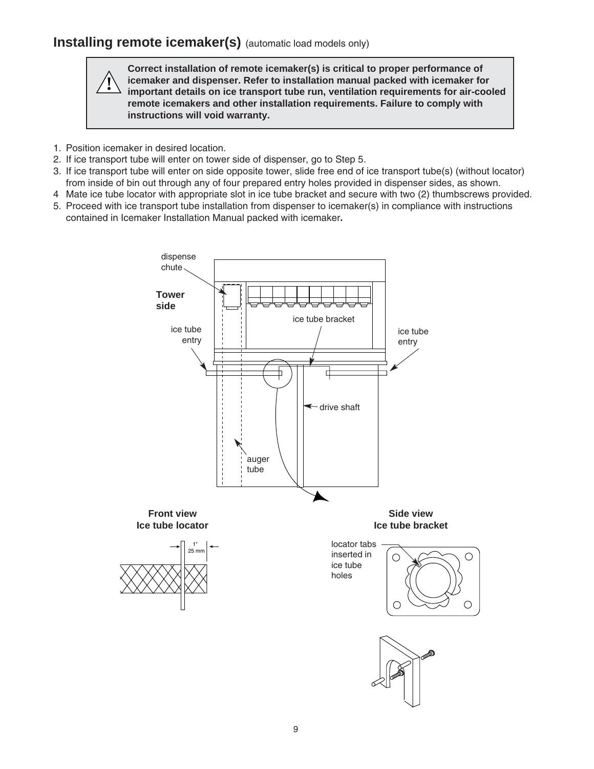## Installing remote icemaker(s) (automatic load models only)

> **⚠ Correct installation of remote icemaker(s) is critical to proper performance of icemaker and dispenser. Refer to installation manual packed with icemaker for important details on ice transport tube run, ventilation requirements for air-cooled remote icemakers and other installation requirements. Failure to comply with instructions will void warranty.**

1. Position icemaker in desired location.
2. If ice transport tube will enter on tower side of dispenser, go to Step 5.
3. If ice transport tube will enter on side opposite tower, slide free end of ice transport tube(s) (without locator) from inside of bin out through any of four prepared entry holes provided in dispenser sides, as shown.
4. Mate ice tube locator with appropriate slot in ice tube bracket and secure with two (2) thumbscrews provided.
5. Proceed with ice transport tube installation from dispenser to icemaker(s) in compliance with instructions contained in Icemaker Installation Manual packed with icemaker**.**

dispense chute

**Tower side**

ice tube entry

ice tube bracket

ice tube entry

drive shaft

auger tube

**Front view**
**Ice tube locator**

1"
25 mm

**Side view**
**Ice tube bracket**

locator tabs inserted in ice tube holes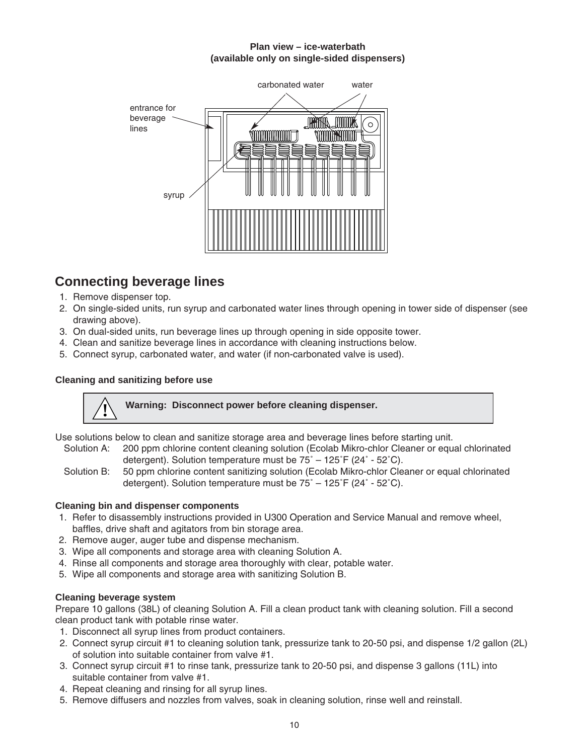**Plan view – ice-waterbath (available only on single-sided dispensers)**

carbonated water water

entrance for beverage lines

syrup

## Connecting beverage lines

1. Remove dispenser top.
2. On single-sided units, run syrup and carbonated water lines through opening in tower side of dispenser (see drawing above).
3. On dual-sided units, run beverage lines up through opening in side opposite tower.
4. Clean and sanitize beverage lines in accordance with cleaning instructions below.
5. Connect syrup, carbonated water, and water (if non-carbonated valve is used).

### Cleaning and sanitizing before use

> ⚠ **Warning: Disconnect power before cleaning dispenser.**

Use solutions below to clean and sanitize storage area and beverage lines before starting unit.

Solution A: 200 ppm chlorine content cleaning solution (Ecolab Mikro-chlor Cleaner or equal chlorinated detergent). Solution temperature must be 75˚ – 125˚F (24˚ - 52˚C).

Solution B: 50 ppm chlorine content sanitizing solution (Ecolab Mikro-chlor Cleaner or equal chlorinated detergent). Solution temperature must be 75˚ – 125˚F (24˚ - 52˚C).

#### Cleaning bin and dispenser components

1. Refer to disassembly instructions provided in U300 Operation and Service Manual and remove wheel, baffles, drive shaft and agitators from bin storage area.
2. Remove auger, auger tube and dispense mechanism.
3. Wipe all components and storage area with cleaning Solution A.
4. Rinse all components and storage area thoroughly with clear, potable water.
5. Wipe all components and storage area with sanitizing Solution B.

#### Cleaning beverage system

Prepare 10 gallons (38L) of cleaning Solution A. Fill a clean product tank with cleaning solution. Fill a second clean product tank with potable rinse water.

1. Disconnect all syrup lines from product containers.
2. Connect syrup circuit #1 to cleaning solution tank, pressurize tank to 20-50 psi, and dispense 1/2 gallon (2L) of solution into suitable container from valve #1.
3. Connect syrup circuit #1 to rinse tank, pressurize tank to 20-50 psi, and dispense 3 gallons (11L) into suitable container from valve #1.
4. Repeat cleaning and rinsing for all syrup lines.
5. Remove diffusers and nozzles from valves, soak in cleaning solution, rinse well and reinstall.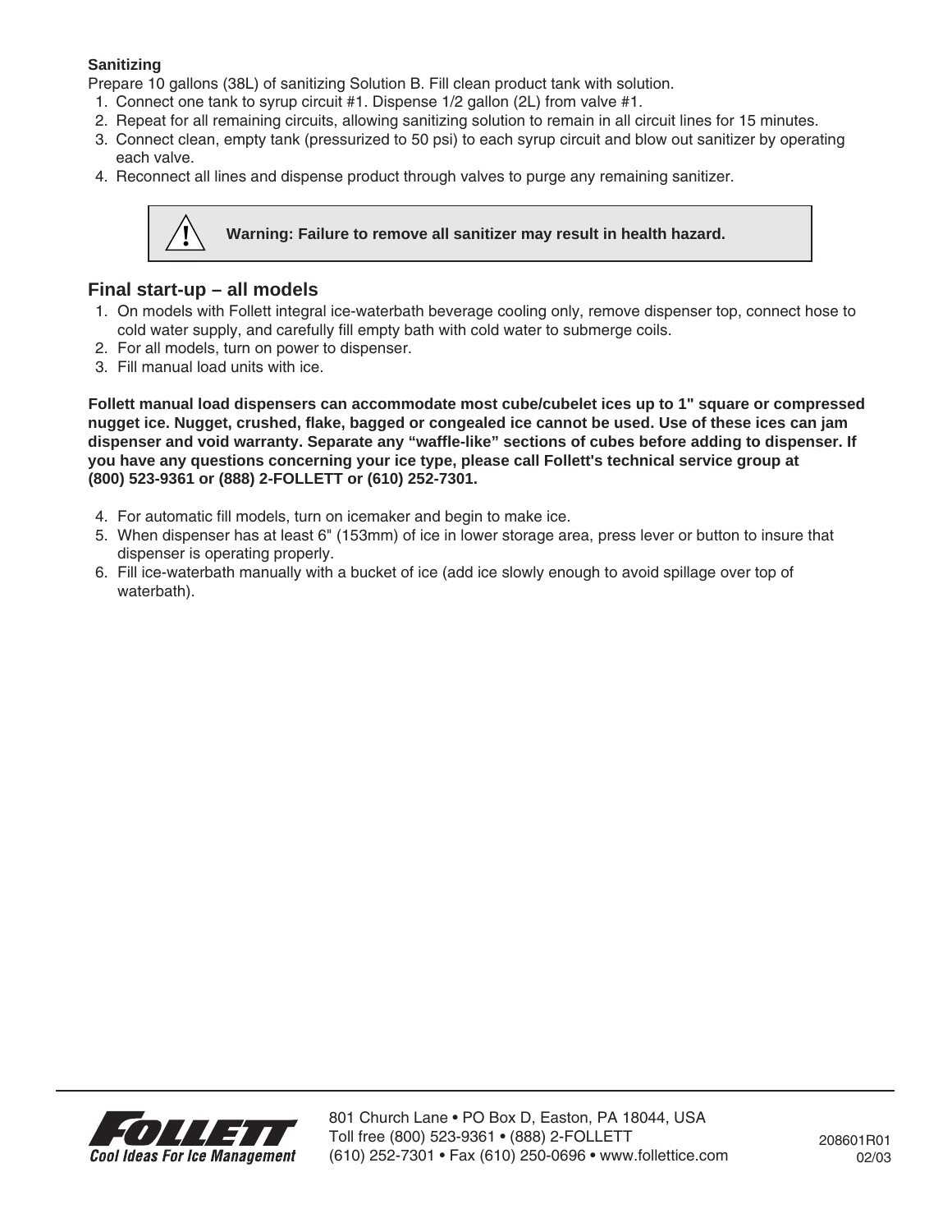**Sanitizing**

Prepare 10 gallons (38L) of sanitizing Solution B. Fill clean product tank with solution.

1. Connect one tank to syrup circuit #1. Dispense 1/2 gallon (2L) from valve #1.
2. Repeat for all remaining circuits, allowing sanitizing solution to remain in all circuit lines for 15 minutes.
3. Connect clean, empty tank (pressurized to 50 psi) to each syrup circuit and blow out sanitizer by operating each valve.
4. Reconnect all lines and dispense product through valves to purge any remaining sanitizer.

> ! **Warning: Failure to remove all sanitizer may result in health hazard.**

## Final start-up – all models

1. On models with Follett integral ice-waterbath beverage cooling only, remove dispenser top, connect hose to cold water supply, and carefully fill empty bath with cold water to submerge coils.
2. For all models, turn on power to dispenser.
3. Fill manual load units with ice.

**Follett manual load dispensers can accommodate most cube/cubelet ices up to 1" square or compressed nugget ice. Nugget, crushed, flake, bagged or congealed ice cannot be used. Use of these ices can jam dispenser and void warranty. Separate any "waffle-like" sections of cubes before adding to dispenser. If you have any questions concerning your ice type, please call Follett's technical service group at (800) 523-9361 or (888) 2-FOLLETT or (610) 252-7301.**

4. For automatic fill models, turn on icemaker and begin to make ice.
5. When dispenser has at least 6" (153mm) of ice in lower storage area, press lever or button to insure that dispenser is operating properly.
6. Fill ice-waterbath manually with a bucket of ice (add ice slowly enough to avoid spillage over top of waterbath).

FOLLETT
Cool Ideas For Ice Management

801 Church Lane • PO Box D, Easton, PA 18044, USA
Toll free (800) 523-9361 • (888) 2-FOLLETT
(610) 252-7301 • Fax (610) 250-0696 • www.follettice.com

208601R01
02/03